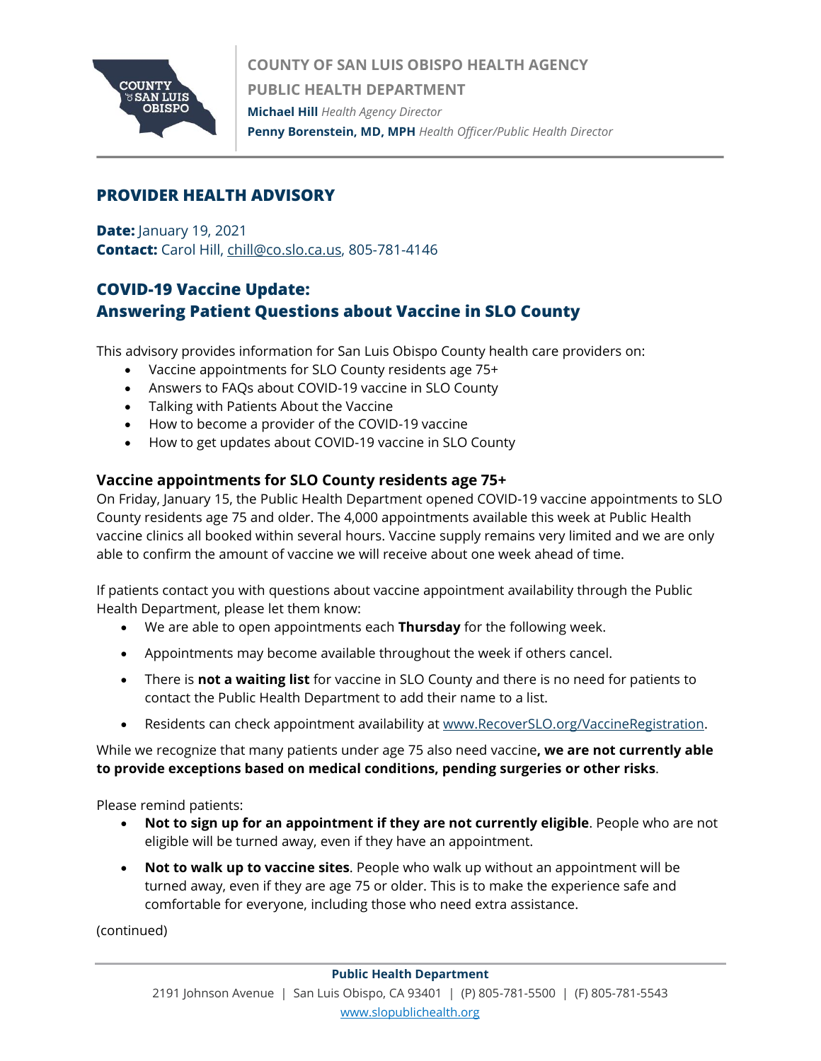**COUNTY OF SAN LUIS OBISPO HEALTH AGENCY**
**PUBLIC HEALTH DEPARTMENT**
**Michael Hill** *Health Agency Director*
**Penny Borenstein, MD, MPH** *Health Officer/Public Health Director*

## PROVIDER HEALTH ADVISORY

**Date:** January 19, 2021
**Contact:** Carol Hill, chill@co.slo.ca.us, 805-781-4146

# COVID-19 Vaccine Update: Answering Patient Questions about Vaccine in SLO County

This advisory provides information for San Luis Obispo County health care providers on:

- Vaccine appointments for SLO County residents age 75+
- Answers to FAQs about COVID-19 vaccine in SLO County
- Talking with Patients About the Vaccine
- How to become a provider of the COVID-19 vaccine
- How to get updates about COVID-19 vaccine in SLO County

### Vaccine appointments for SLO County residents age 75+

On Friday, January 15, the Public Health Department opened COVID-19 vaccine appointments to SLO County residents age 75 and older. The 4,000 appointments available this week at Public Health vaccine clinics all booked within several hours. Vaccine supply remains very limited and we are only able to confirm the amount of vaccine we will receive about one week ahead of time.

If patients contact you with questions about vaccine appointment availability through the Public Health Department, please let them know:

- We are able to open appointments each **Thursday** for the following week.
- Appointments may become available throughout the week if others cancel.
- There is **not a waiting list** for vaccine in SLO County and there is no need for patients to contact the Public Health Department to add their name to a list.
- Residents can check appointment availability at www.RecoverSLO.org/VaccineRegistration.

While we recognize that many patients under age 75 also need vaccine**, we are not currently able to provide exceptions based on medical conditions, pending surgeries or other risks**.

Please remind patients:

- **Not to sign up for an appointment if they are not currently eligible**. People who are not eligible will be turned away, even if they have an appointment.
- **Not to walk up to vaccine sites**. People who walk up without an appointment will be turned away, even if they are age 75 or older. This is to make the experience safe and comfortable for everyone, including those who need extra assistance.

(continued)

**Public Health Department**
2191 Johnson Avenue | San Luis Obispo, CA 93401 | (P) 805-781-5500 | (F) 805-781-5543
www.slopublichealth.org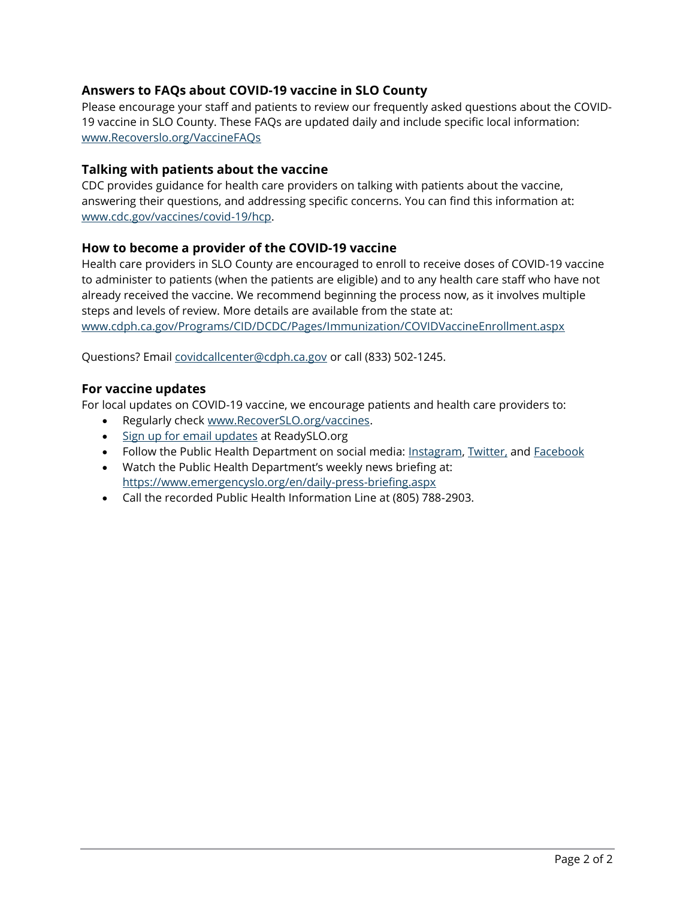## Answers to FAQs about COVID-19 vaccine in SLO County

Please encourage your staff and patients to review our frequently asked questions about the COVID-19 vaccine in SLO County. These FAQs are updated daily and include specific local information: www.Recoverslo.org/VaccineFAQs

## Talking with patients about the vaccine

CDC provides guidance for health care providers on talking with patients about the vaccine, answering their questions, and addressing specific concerns. You can find this information at: www.cdc.gov/vaccines/covid-19/hcp.

## How to become a provider of the COVID-19 vaccine

Health care providers in SLO County are encouraged to enroll to receive doses of COVID-19 vaccine to administer to patients (when the patients are eligible) and to any health care staff who have not already received the vaccine. We recommend beginning the process now, as it involves multiple steps and levels of review. More details are available from the state at: www.cdph.ca.gov/Programs/CID/DCDC/Pages/Immunization/COVIDVaccineEnrollment.aspx

Questions? Email covidcallcenter@cdph.ca.gov or call (833) 502-1245.

## For vaccine updates

For local updates on COVID-19 vaccine, we encourage patients and health care providers to:

- Regularly check www.RecoverSLO.org/vaccines.
- Sign up for email updates at ReadySLO.org
- Follow the Public Health Department on social media: Instagram, Twitter, and Facebook
- Watch the Public Health Department's weekly news briefing at: https://www.emergencyslo.org/en/daily-press-briefing.aspx
- Call the recorded Public Health Information Line at (805) 788-2903.